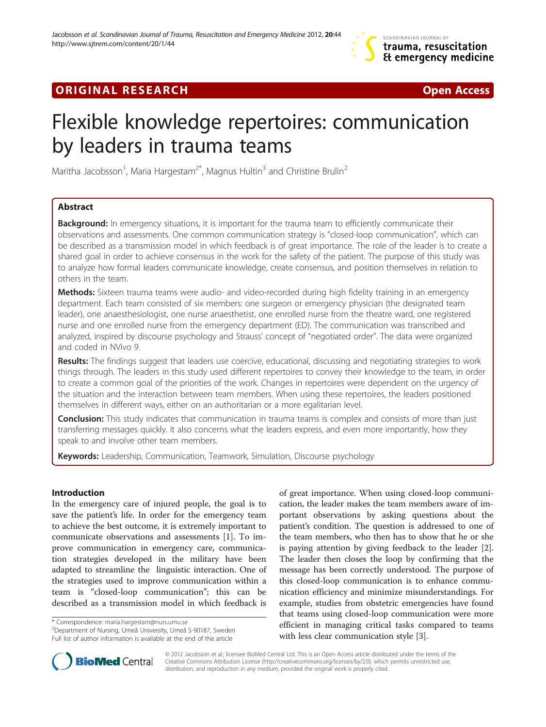ORIGINAL RESEARCH

Open Access

# Flexible knowledge repertoires: communication by leaders in trauma teams

Maritha Jacobsson[1], Maria Hargestam[2*], Magnus Hultin[3] and Christine Brulin[2]

## Abstract

**Background:** In emergency situations, it is important for the trauma team to efficiently communicate their observations and assessments. One common communication strategy is "closed-loop communication", which can be described as a transmission model in which feedback is of great importance. The role of the leader is to create a shared goal in order to achieve consensus in the work for the safety of the patient. The purpose of this study was to analyze how formal leaders communicate knowledge, create consensus, and position themselves in relation to others in the team.

**Methods:** Sixteen trauma teams were audio- and video-recorded during high fidelity training in an emergency department. Each team consisted of six members: one surgeon or emergency physician (the designated team leader), one anaesthesiologist, one nurse anaesthetist, one enrolled nurse from the theatre ward, one registered nurse and one enrolled nurse from the emergency department (ED). The communication was transcribed and analyzed, inspired by discourse psychology and Strauss' concept of "negotiated order". The data were organized and coded in NVivo 9.

**Results:** The findings suggest that leaders use coercive, educational, discussing and negotiating strategies to work things through. The leaders in this study used different repertoires to convey their knowledge to the team, in order to create a common goal of the priorities of the work. Changes in repertoires were dependent on the urgency of the situation and the interaction between team members. When using these repertoires, the leaders positioned themselves in different ways, either on an authoritarian or a more egalitarian level.

**Conclusion:** This study indicates that communication in trauma teams is complex and consists of more than just transferring messages quickly. It also concerns what the leaders express, and even more importantly, how they speak to and involve other team members.

**Keywords:** Leadership, Communication, Teamwork, Simulation, Discourse psychology

## Introduction

In the emergency care of injured people, the goal is to save the patient's life. In order for the emergency team to achieve the best outcome, it is extremely important to communicate observations and assessments [1]. To improve communication in emergency care, communication strategies developed in the military have been adapted to streamline the linguistic interaction. One of the strategies used to improve communication within a team is "closed-loop communication"; this can be described as a transmission model in which feedback is of great importance. When using closed-loop communication, the leader makes the team members aware of important observations by asking questions about the patient's condition. The question is addressed to one of the team members, who then has to show that he or she is paying attention by giving feedback to the leader [2]. The leader then closes the loop by confirming that the message has been correctly understood. The purpose of this closed-loop communication is to enhance communication efficiency and minimize misunderstandings. For example, studies from obstetric emergencies have found that teams using closed-loop communication were more efficient in managing critical tasks compared to teams with less clear communication style [3].

\* Correspondence: maria.hargestam@nurs.umu.se
[2]Department of Nursing, Umeå University, Umeå S-90187, Sweden
Full list of author information is available at the end of the article

© 2012 Jacobsson et al.; licensee BioMed Central Ltd. This is an Open Access article distributed under the terms of the Creative Commons Attribution License (http://creativecommons.org/licenses/by/2.0), which permits unrestricted use, distribution, and reproduction in any medium, provided the original work is properly cited.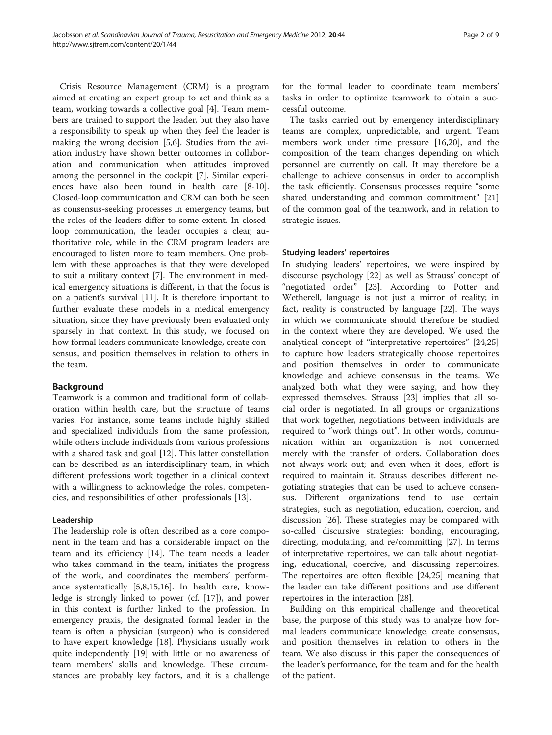Crisis Resource Management (CRM) is a program aimed at creating an expert group to act and think as a team, working towards a collective goal [4]. Team members are trained to support the leader, but they also have a responsibility to speak up when they feel the leader is making the wrong decision [5,6]. Studies from the aviation industry have shown better outcomes in collaboration and communication when attitudes improved among the personnel in the cockpit [7]. Similar experiences have also been found in health care [8-10]. Closed-loop communication and CRM can both be seen as consensus-seeking processes in emergency teams, but the roles of the leaders differ to some extent. In closed-loop communication, the leader occupies a clear, authoritative role, while in the CRM program leaders are encouraged to listen more to team members. One problem with these approaches is that they were developed to suit a military context [7]. The environment in medical emergency situations is different, in that the focus is on a patient's survival [11]. It is therefore important to further evaluate these models in a medical emergency situation, since they have previously been evaluated only sparsely in that context. In this study, we focused on how formal leaders communicate knowledge, create consensus, and position themselves in relation to others in the team.

## Background

Teamwork is a common and traditional form of collaboration within health care, but the structure of teams varies. For instance, some teams include highly skilled and specialized individuals from the same profession, while others include individuals from various professions with a shared task and goal [12]. This latter constellation can be described as an interdisciplinary team, in which different professions work together in a clinical context with a willingness to acknowledge the roles, competencies, and responsibilities of other professionals [13].

### Leadership

The leadership role is often described as a core component in the team and has a considerable impact on the team and its efficiency [14]. The team needs a leader who takes command in the team, initiates the progress of the work, and coordinates the members' performance systematically [5,8,15,16]. In health care, knowledge is strongly linked to power (cf. [17]), and power in this context is further linked to the profession. In emergency praxis, the designated formal leader in the team is often a physician (surgeon) who is considered to have expert knowledge [18]. Physicians usually work quite independently [19] with little or no awareness of team members' skills and knowledge. These circumstances are probably key factors, and it is a challenge for the formal leader to coordinate team members' tasks in order to optimize teamwork to obtain a successful outcome.

The tasks carried out by emergency interdisciplinary teams are complex, unpredictable, and urgent. Team members work under time pressure [16,20], and the composition of the team changes depending on which personnel are currently on call. It may therefore be a challenge to achieve consensus in order to accomplish the task efficiently. Consensus processes require "some shared understanding and common commitment" [21] of the common goal of the teamwork, and in relation to strategic issues.

### Studying leaders' repertoires

In studying leaders' repertoires, we were inspired by discourse psychology [22] as well as Strauss' concept of "negotiated order" [23]. According to Potter and Wetherell, language is not just a mirror of reality; in fact, reality is constructed by language [22]. The ways in which we communicate should therefore be studied in the context where they are developed. We used the analytical concept of "interpretative repertoires" [24,25] to capture how leaders strategically choose repertoires and position themselves in order to communicate knowledge and achieve consensus in the teams. We analyzed both what they were saying, and how they expressed themselves. Strauss [23] implies that all social order is negotiated. In all groups or organizations that work together, negotiations between individuals are required to "work things out". In other words, communication within an organization is not concerned merely with the transfer of orders. Collaboration does not always work out; and even when it does, effort is required to maintain it. Strauss describes different negotiating strategies that can be used to achieve consensus. Different organizations tend to use certain strategies, such as negotiation, education, coercion, and discussion [26]. These strategies may be compared with so-called discursive strategies: bonding, encouraging, directing, modulating, and re/committing [27]. In terms of interpretative repertoires, we can talk about negotiating, educational, coercive, and discussing repertoires. The repertoires are often flexible [24,25] meaning that the leader can take different positions and use different repertoires in the interaction [28].

Building on this empirical challenge and theoretical base, the purpose of this study was to analyze how formal leaders communicate knowledge, create consensus, and position themselves in relation to others in the team. We also discuss in this paper the consequences of the leader's performance, for the team and for the health of the patient.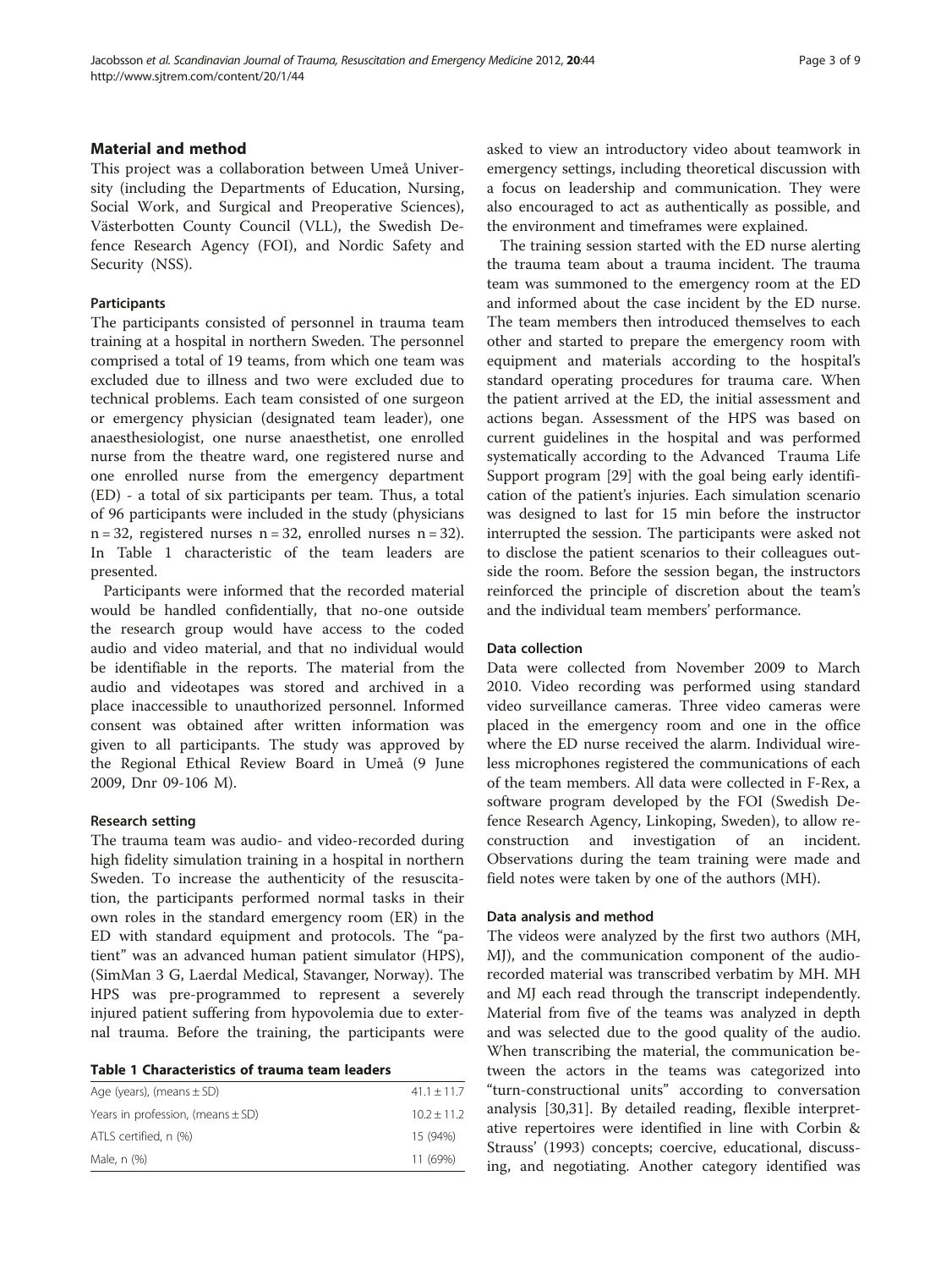## Material and method

This project was a collaboration between Umeå University (including the Departments of Education, Nursing, Social Work, and Surgical and Preoperative Sciences), Västerbotten County Council (VLL), the Swedish Defence Research Agency (FOI), and Nordic Safety and Security (NSS).

### Participants

The participants consisted of personnel in trauma team training at a hospital in northern Sweden. The personnel comprised a total of 19 teams, from which one team was excluded due to illness and two were excluded due to technical problems. Each team consisted of one surgeon or emergency physician (designated team leader), one anaesthesiologist, one nurse anaesthetist, one enrolled nurse from the theatre ward, one registered nurse and one enrolled nurse from the emergency department (ED) - a total of six participants per team. Thus, a total of 96 participants were included in the study (physicians n = 32, registered nurses n = 32, enrolled nurses n = 32). In Table 1 characteristic of the team leaders are presented.

Participants were informed that the recorded material would be handled confidentially, that no-one outside the research group would have access to the coded audio and video material, and that no individual would be identifiable in the reports. The material from the audio and videotapes was stored and archived in a place inaccessible to unauthorized personnel. Informed consent was obtained after written information was given to all participants. The study was approved by the Regional Ethical Review Board in Umeå (9 June 2009, Dnr 09-106 M).

### Research setting

The trauma team was audio- and video-recorded during high fidelity simulation training in a hospital in northern Sweden. To increase the authenticity of the resuscitation, the participants performed normal tasks in their own roles in the standard emergency room (ER) in the ED with standard equipment and protocols. The "patient" was an advanced human patient simulator (HPS), (SimMan 3 G, Laerdal Medical, Stavanger, Norway). The HPS was pre-programmed to represent a severely injured patient suffering from hypovolemia due to external trauma. Before the training, the participants were asked to view an introductory video about teamwork in emergency settings, including theoretical discussion with a focus on leadership and communication. They were also encouraged to act as authentically as possible, and the environment and timeframes were explained.

**Table 1 Characteristics of trauma team leaders**

| | |
|---|---|
| Age (years), (means ± SD) | 41.1 ± 11.7 |
| Years in profession, (means ± SD) | 10.2 ± 11.2 |
| ATLS certified, n (%) | 15 (94%) |
| Male, n (%) | 11 (69%) |

The training session started with the ED nurse alerting the trauma team about a trauma incident. The trauma team was summoned to the emergency room at the ED and informed about the case incident by the ED nurse. The team members then introduced themselves to each other and started to prepare the emergency room with equipment and materials according to the hospital's standard operating procedures for trauma care. When the patient arrived at the ED, the initial assessment and actions began. Assessment of the HPS was based on current guidelines in the hospital and was performed systematically according to the Advanced Trauma Life Support program [29] with the goal being early identification of the patient's injuries. Each simulation scenario was designed to last for 15 min before the instructor interrupted the session. The participants were asked not to disclose the patient scenarios to their colleagues outside the room. Before the session began, the instructors reinforced the principle of discretion about the team's and the individual team members' performance.

### Data collection

Data were collected from November 2009 to March 2010. Video recording was performed using standard video surveillance cameras. Three video cameras were placed in the emergency room and one in the office where the ED nurse received the alarm. Individual wireless microphones registered the communications of each of the team members. All data were collected in F-Rex, a software program developed by the FOI (Swedish Defence Research Agency, Linkoping, Sweden), to allow reconstruction and investigation of an incident. Observations during the team training were made and field notes were taken by one of the authors (MH).

### Data analysis and method

The videos were analyzed by the first two authors (MH, MJ), and the communication component of the audio-recorded material was transcribed verbatim by MH. MH and MJ each read through the transcript independently. Material from five of the teams was analyzed in depth and was selected due to the good quality of the audio. When transcribing the material, the communication between the actors in the teams was categorized into "turn-constructional units" according to conversation analysis [30,31]. By detailed reading, flexible interpretative repertoires were identified in line with Corbin & Strauss' (1993) concepts; coercive, educational, discussing, and negotiating. Another category identified was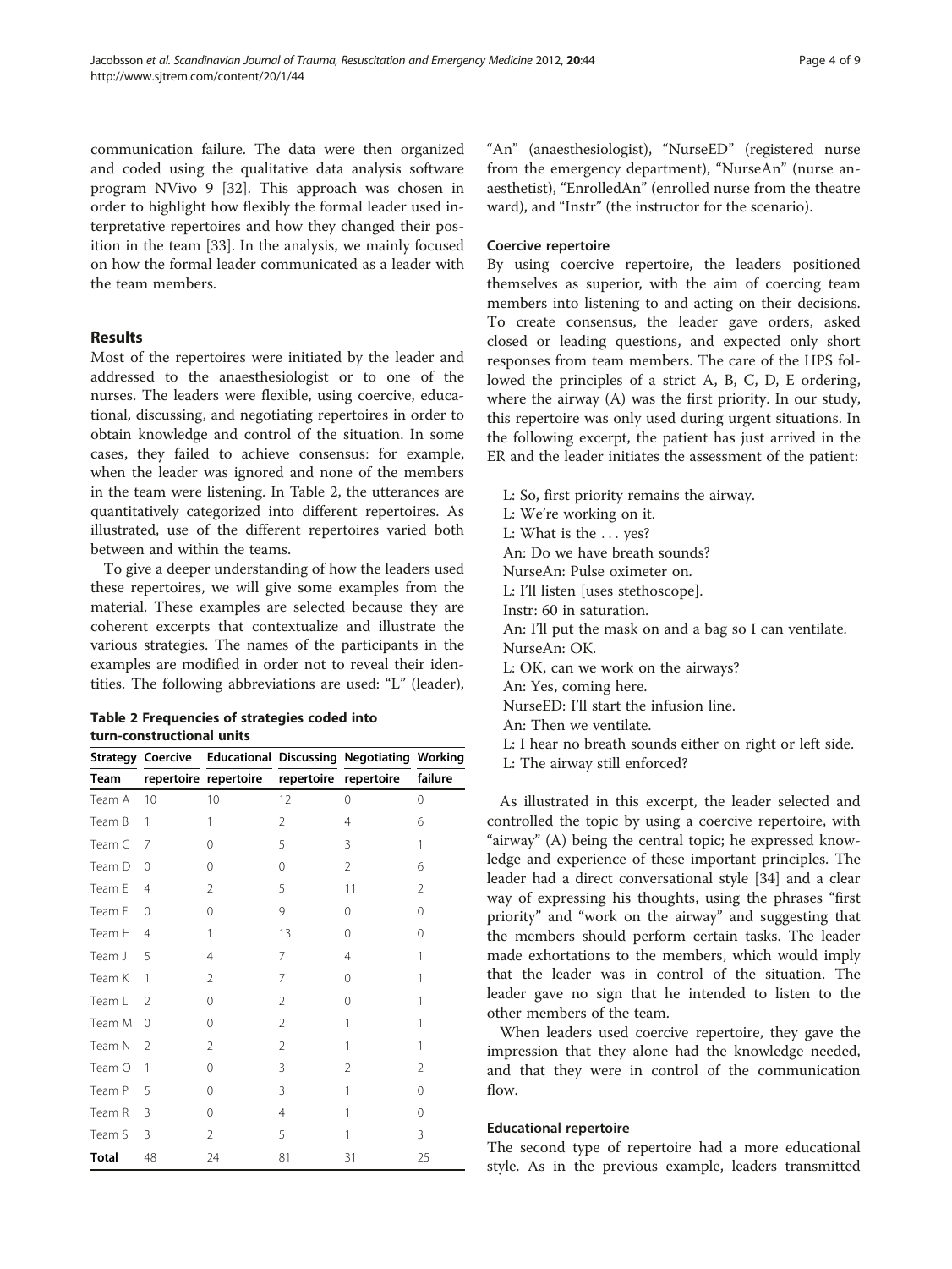communication failure. The data were then organized and coded using the qualitative data analysis software program NVivo 9 [32]. This approach was chosen in order to highlight how flexibly the formal leader used interpretative repertoires and how they changed their position in the team [33]. In the analysis, we mainly focused on how the formal leader communicated as a leader with the team members.

## Results

Most of the repertoires were initiated by the leader and addressed to the anaesthesiologist or to one of the nurses. The leaders were flexible, using coercive, educational, discussing, and negotiating repertoires in order to obtain knowledge and control of the situation. In some cases, they failed to achieve consensus: for example, when the leader was ignored and none of the members in the team were listening. In Table 2, the utterances are quantitatively categorized into different repertoires. As illustrated, use of the different repertoires varied both between and within the teams.

To give a deeper understanding of how the leaders used these repertoires, we will give some examples from the material. These examples are selected because they are coherent excerpts that contextualize and illustrate the various strategies. The names of the participants in the examples are modified in order not to reveal their identities. The following abbreviations are used: "L" (leader), "An" (anaesthesiologist), "NurseED" (registered nurse from the emergency department), "NurseAn" (nurse anaesthetist), "EnrolledAn" (enrolled nurse from the theatre ward), and "Instr" (the instructor for the scenario).

**Table 2 Frequencies of strategies coded into turn-constructional units**

| Strategy Team | Coercive repertoire | Educational repertoire | Discussing repertoire | Negotiating repertoire | Working failure |
|---|---|---|---|---|---|
| Team A | 10 | 10 | 12 | 0 | 0 |
| Team B | 1 | 1 | 2 | 4 | 6 |
| Team C | 7 | 0 | 5 | 3 | 1 |
| Team D | 0 | 0 | 0 | 2 | 6 |
| Team E | 4 | 2 | 5 | 11 | 2 |
| Team F | 0 | 0 | 9 | 0 | 0 |
| Team H | 4 | 1 | 13 | 0 | 0 |
| Team J | 5 | 4 | 7 | 4 | 1 |
| Team K | 1 | 2 | 7 | 0 | 1 |
| Team L | 2 | 0 | 2 | 0 | 1 |
| Team M | 0 | 0 | 2 | 1 | 1 |
| Team N | 2 | 2 | 2 | 1 | 1 |
| Team O | 1 | 0 | 3 | 2 | 2 |
| Team P | 5 | 0 | 3 | 1 | 0 |
| Team R | 3 | 0 | 4 | 1 | 0 |
| Team S | 3 | 2 | 5 | 1 | 3 |
| **Total** | 48 | 24 | 81 | 31 | 25 |

### Coercive repertoire

By using coercive repertoire, the leaders positioned themselves as superior, with the aim of coercing team members into listening to and acting on their decisions. To create consensus, the leader gave orders, asked closed or leading questions, and expected only short responses from team members. The care of the HPS followed the principles of a strict A, B, C, D, E ordering, where the airway (A) was the first priority. In our study, this repertoire was only used during urgent situations. In the following excerpt, the patient has just arrived in the ER and the leader initiates the assessment of the patient:

L: So, first priority remains the airway.  
L: We're working on it.  
L: What is the . . . yes?  
An: Do we have breath sounds?  
NurseAn: Pulse oximeter on.  
L: I'll listen [uses stethoscope].  
Instr: 60 in saturation.  
An: I'll put the mask on and a bag so I can ventilate.  
NurseAn: OK.  
L: OK, can we work on the airways?  
An: Yes, coming here.  
NurseED: I'll start the infusion line.  
An: Then we ventilate.  
L: I hear no breath sounds either on right or left side.  
L: The airway still enforced?

As illustrated in this excerpt, the leader selected and controlled the topic by using a coercive repertoire, with "airway" (A) being the central topic; he expressed knowledge and experience of these important principles. The leader had a direct conversational style [34] and a clear way of expressing his thoughts, using the phrases "first priority" and "work on the airway" and suggesting that the members should perform certain tasks. The leader made exhortations to the members, which would imply that the leader was in control of the situation. The leader gave no sign that he intended to listen to the other members of the team.

When leaders used coercive repertoire, they gave the impression that they alone had the knowledge needed, and that they were in control of the communication flow.

### Educational repertoire

The second type of repertoire had a more educational style. As in the previous example, leaders transmitted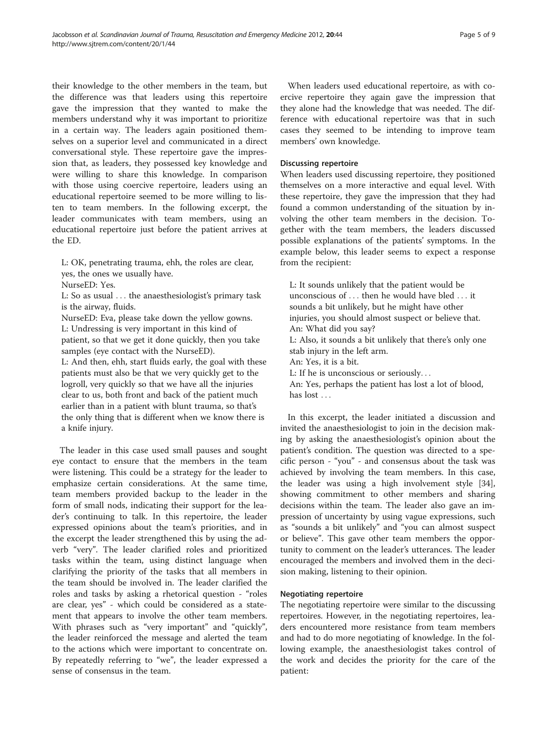their knowledge to the other members in the team, but the difference was that leaders using this repertoire gave the impression that they wanted to make the members understand why it was important to prioritize in a certain way. The leaders again positioned themselves on a superior level and communicated in a direct conversational style. These repertoire gave the impression that, as leaders, they possessed key knowledge and were willing to share this knowledge. In comparison with those using coercive repertoire, leaders using an educational repertoire seemed to be more willing to listen to team members. In the following excerpt, the leader communicates with team members, using an educational repertoire just before the patient arrives at the ED.

> L: OK, penetrating trauma, ehh, the roles are clear, yes, the ones we usually have.
> NurseED: Yes.
> L: So as usual . . . the anaesthesiologist's primary task is the airway, fluids.
> NurseED: Eva, please take down the yellow gowns.
> L: Undressing is very important in this kind of patient, so that we get it done quickly, then you take samples (eye contact with the NurseED).
> L: And then, ehh, start fluids early, the goal with these patients must also be that we very quickly get to the logroll, very quickly so that we have all the injuries clear to us, both front and back of the patient much earlier than in a patient with blunt trauma, so that's the only thing that is different when we know there is a knife injury.

The leader in this case used small pauses and sought eye contact to ensure that the members in the team were listening. This could be a strategy for the leader to emphasize certain considerations. At the same time, team members provided backup to the leader in the form of small nods, indicating their support for the leader's continuing to talk. In this repertoire, the leader expressed opinions about the team's priorities, and in the excerpt the leader strengthened this by using the adverb "very". The leader clarified roles and prioritized tasks within the team, using distinct language when clarifying the priority of the tasks that all members in the team should be involved in. The leader clarified the roles and tasks by asking a rhetorical question - "roles are clear, yes" - which could be considered as a statement that appears to involve the other team members. With phrases such as "very important" and "quickly", the leader reinforced the message and alerted the team to the actions which were important to concentrate on. By repeatedly referring to "we", the leader expressed a sense of consensus in the team.

When leaders used educational repertoire, as with coercive repertoire they again gave the impression that they alone had the knowledge that was needed. The difference with educational repertoire was that in such cases they seemed to be intending to improve team members' own knowledge.

#### Discussing repertoire

When leaders used discussing repertoire, they positioned themselves on a more interactive and equal level. With these repertoire, they gave the impression that they had found a common understanding of the situation by involving the other team members in the decision. Together with the team members, the leaders discussed possible explanations of the patients' symptoms. In the example below, this leader seems to expect a response from the recipient:

> L: It sounds unlikely that the patient would be unconscious of . . . then he would have bled . . . it sounds a bit unlikely, but he might have other injuries, you should almost suspect or believe that.
> An: What did you say?
> L: Also, it sounds a bit unlikely that there's only one stab injury in the left arm.
> An: Yes, it is a bit.
> L: If he is unconscious or seriously. . .
> An: Yes, perhaps the patient has lost a lot of blood, has lost . . .

In this excerpt, the leader initiated a discussion and invited the anaesthesiologist to join in the decision making by asking the anaesthesiologist's opinion about the patient's condition. The question was directed to a specific person - "you" - and consensus about the task was achieved by involving the team members. In this case, the leader was using a high involvement style [34], showing commitment to other members and sharing decisions within the team. The leader also gave an impression of uncertainty by using vague expressions, such as "sounds a bit unlikely" and "you can almost suspect or believe". This gave other team members the opportunity to comment on the leader's utterances. The leader encouraged the members and involved them in the decision making, listening to their opinion.

#### Negotiating repertoire

The negotiating repertoire were similar to the discussing repertoires. However, in the negotiating repertoires, leaders encountered more resistance from team members and had to do more negotiating of knowledge. In the following example, the anaesthesiologist takes control of the work and decides the priority for the care of the patient: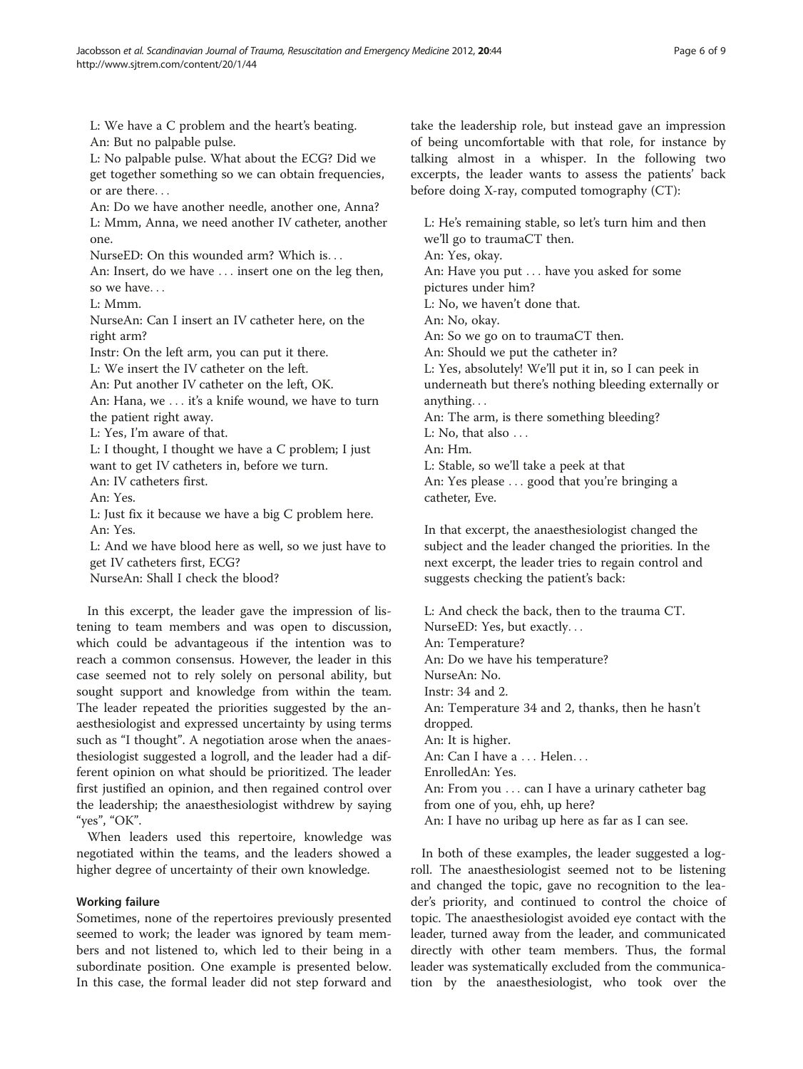L: We have a C problem and the heart's beating.
An: But no palpable pulse.
L: No palpable pulse. What about the ECG? Did we get together something so we can obtain frequencies, or are there…
An: Do we have another needle, another one, Anna?
L: Mmm, Anna, we need another IV catheter, another one.
NurseED: On this wounded arm? Which is…
An: Insert, do we have … insert one on the leg then, so we have…
L: Mmm.
NurseAn: Can I insert an IV catheter here, on the right arm?
Instr: On the left arm, you can put it there.
L: We insert the IV catheter on the left.
An: Put another IV catheter on the left, OK.
An: Hana, we … it's a knife wound, we have to turn the patient right away.
L: Yes, I'm aware of that.
L: I thought, I thought we have a C problem; I just want to get IV catheters in, before we turn.
An: IV catheters first.
An: Yes.
L: Just fix it because we have a big C problem here.
An: Yes.
L: And we have blood here as well, so we just have to get IV catheters first, ECG?
NurseAn: Shall I check the blood?

In this excerpt, the leader gave the impression of listening to team members and was open to discussion, which could be advantageous if the intention was to reach a common consensus. However, the leader in this case seemed not to rely solely on personal ability, but sought support and knowledge from within the team. The leader repeated the priorities suggested by the anaesthesiologist and expressed uncertainty by using terms such as "I thought". A negotiation arose when the anaesthesiologist suggested a logroll, and the leader had a different opinion on what should be prioritized. The leader first justified an opinion, and then regained control over the leadership; the anaesthesiologist withdrew by saying "yes", "OK".

When leaders used this repertoire, knowledge was negotiated within the teams, and the leaders showed a higher degree of uncertainty of their own knowledge.

#### Working failure

Sometimes, none of the repertoires previously presented seemed to work; the leader was ignored by team members and not listened to, which led to their being in a subordinate position. One example is presented below. In this case, the formal leader did not step forward and take the leadership role, but instead gave an impression of being uncomfortable with that role, for instance by talking almost in a whisper. In the following two excerpts, the leader wants to assess the patients' back before doing X-ray, computed tomography (CT):

L: He's remaining stable, so let's turn him and then we'll go to traumaCT then.
An: Yes, okay.
An: Have you put … have you asked for some pictures under him?
L: No, we haven't done that.
An: No, okay.
An: So we go on to traumaCT then.
An: Should we put the catheter in?
L: Yes, absolutely! We'll put it in, so I can peek in underneath but there's nothing bleeding externally or anything…
An: The arm, is there something bleeding?
L: No, that also …
An: Hm.
L: Stable, so we'll take a peek at that
An: Yes please … good that you're bringing a catheter, Eve.

In that excerpt, the anaesthesiologist changed the subject and the leader changed the priorities. In the next excerpt, the leader tries to regain control and suggests checking the patient's back:

L: And check the back, then to the trauma CT.
NurseED: Yes, but exactly…
An: Temperature?
An: Do we have his temperature?
NurseAn: No.
Instr: 34 and 2.
An: Temperature 34 and 2, thanks, then he hasn't dropped.
An: It is higher.
An: Can I have a … Helen…
EnrolledAn: Yes.
An: From you … can I have a urinary catheter bag from one of you, ehh, up here?
An: I have no uribag up here as far as I can see.

In both of these examples, the leader suggested a logroll. The anaesthesiologist seemed not to be listening and changed the topic, gave no recognition to the leader's priority, and continued to control the choice of topic. The anaesthesiologist avoided eye contact with the leader, turned away from the leader, and communicated directly with other team members. Thus, the formal leader was systematically excluded from the communication by the anaesthesiologist, who took over the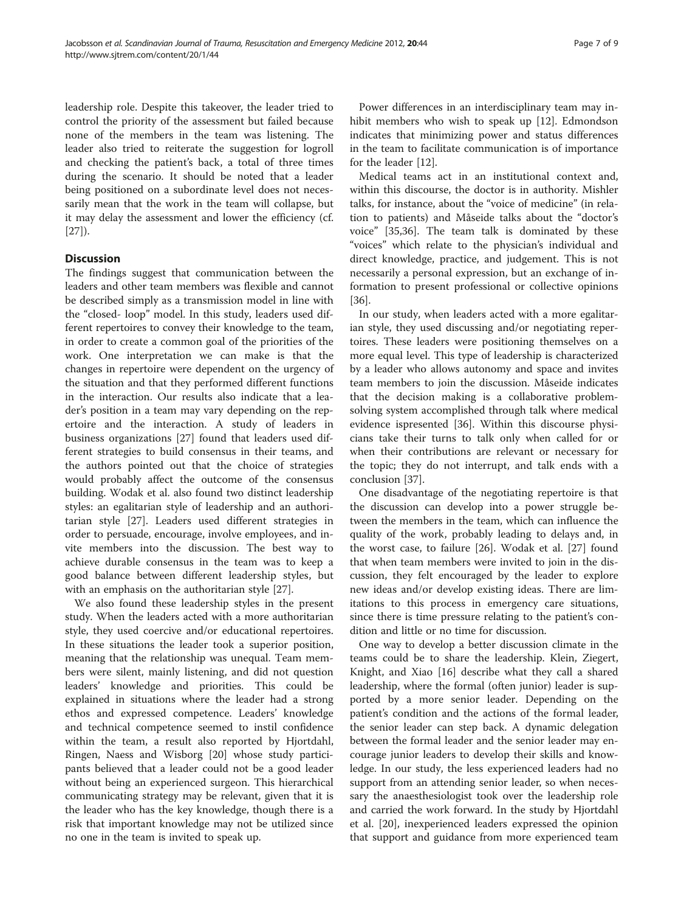leadership role. Despite this takeover, the leader tried to control the priority of the assessment but failed because none of the members in the team was listening. The leader also tried to reiterate the suggestion for logroll and checking the patient's back, a total of three times during the scenario. It should be noted that a leader being positioned on a subordinate level does not necessarily mean that the work in the team will collapse, but it may delay the assessment and lower the efficiency (cf. [27]).

## Discussion

The findings suggest that communication between the leaders and other team members was flexible and cannot be described simply as a transmission model in line with the "closed- loop" model. In this study, leaders used different repertoires to convey their knowledge to the team, in order to create a common goal of the priorities of the work. One interpretation we can make is that the changes in repertoire were dependent on the urgency of the situation and that they performed different functions in the interaction. Our results also indicate that a leader's position in a team may vary depending on the repertoire and the interaction. A study of leaders in business organizations [27] found that leaders used different strategies to build consensus in their teams, and the authors pointed out that the choice of strategies would probably affect the outcome of the consensus building. Wodak et al. also found two distinct leadership styles: an egalitarian style of leadership and an authoritarian style [27]. Leaders used different strategies in order to persuade, encourage, involve employees, and invite members into the discussion. The best way to achieve durable consensus in the team was to keep a good balance between different leadership styles, but with an emphasis on the authoritarian style [27].

We also found these leadership styles in the present study. When the leaders acted with a more authoritarian style, they used coercive and/or educational repertoires. In these situations the leader took a superior position, meaning that the relationship was unequal. Team members were silent, mainly listening, and did not question leaders' knowledge and priorities. This could be explained in situations where the leader had a strong ethos and expressed competence. Leaders' knowledge and technical competence seemed to instil confidence within the team, a result also reported by Hjortdahl, Ringen, Naess and Wisborg [20] whose study participants believed that a leader could not be a good leader without being an experienced surgeon. This hierarchical communicating strategy may be relevant, given that it is the leader who has the key knowledge, though there is a risk that important knowledge may not be utilized since no one in the team is invited to speak up.

Power differences in an interdisciplinary team may inhibit members who wish to speak up [12]. Edmondson indicates that minimizing power and status differences in the team to facilitate communication is of importance for the leader [12].

Medical teams act in an institutional context and, within this discourse, the doctor is in authority. Mishler talks, for instance, about the "voice of medicine" (in relation to patients) and Måseide talks about the "doctor's voice" [35,36]. The team talk is dominated by these "voices" which relate to the physician's individual and direct knowledge, practice, and judgement. This is not necessarily a personal expression, but an exchange of information to present professional or collective opinions [36].

In our study, when leaders acted with a more egalitarian style, they used discussing and/or negotiating repertoires. These leaders were positioning themselves on a more equal level. This type of leadership is characterized by a leader who allows autonomy and space and invites team members to join the discussion. Måseide indicates that the decision making is a collaborative problem-solving system accomplished through talk where medical evidence ispresented [36]. Within this discourse physicians take their turns to talk only when called for or when their contributions are relevant or necessary for the topic; they do not interrupt, and talk ends with a conclusion [37].

One disadvantage of the negotiating repertoire is that the discussion can develop into a power struggle between the members in the team, which can influence the quality of the work, probably leading to delays and, in the worst case, to failure [26]. Wodak et al. [27] found that when team members were invited to join in the discussion, they felt encouraged by the leader to explore new ideas and/or develop existing ideas. There are limitations to this process in emergency care situations, since there is time pressure relating to the patient's condition and little or no time for discussion.

One way to develop a better discussion climate in the teams could be to share the leadership. Klein, Ziegert, Knight, and Xiao [16] describe what they call a shared leadership, where the formal (often junior) leader is supported by a more senior leader. Depending on the patient's condition and the actions of the formal leader, the senior leader can step back. A dynamic delegation between the formal leader and the senior leader may encourage junior leaders to develop their skills and knowledge. In our study, the less experienced leaders had no support from an attending senior leader, so when necessary the anaesthesiologist took over the leadership role and carried the work forward. In the study by Hjortdahl et al. [20], inexperienced leaders expressed the opinion that support and guidance from more experienced team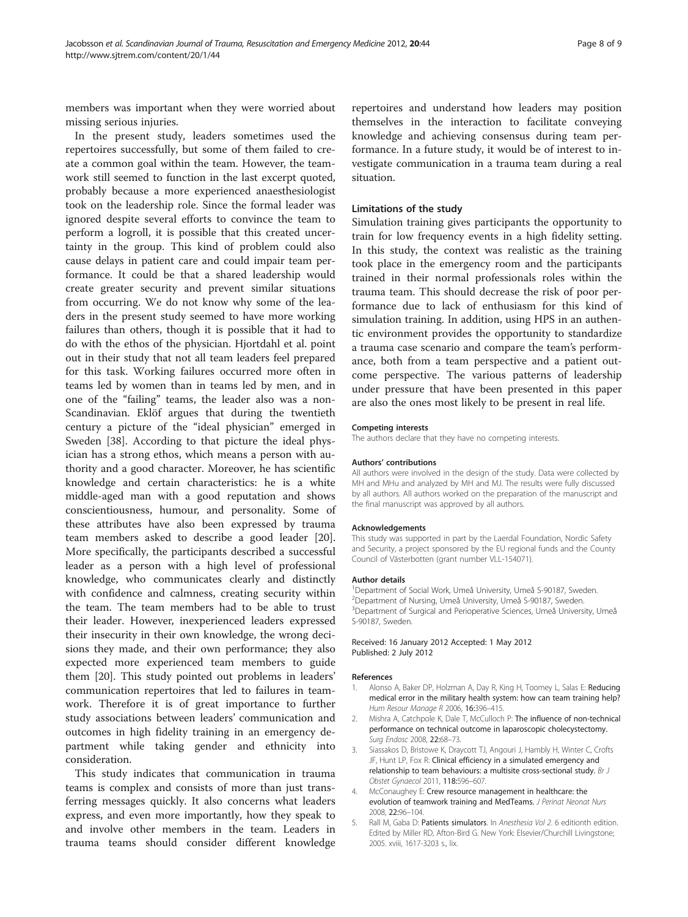members was important when they were worried about missing serious injuries.

In the present study, leaders sometimes used the repertoires successfully, but some of them failed to create a common goal within the team. However, the teamwork still seemed to function in the last excerpt quoted, probably because a more experienced anaesthesiologist took on the leadership role. Since the formal leader was ignored despite several efforts to convince the team to perform a logroll, it is possible that this created uncertainty in the group. This kind of problem could also cause delays in patient care and could impair team performance. It could be that a shared leadership would create greater security and prevent similar situations from occurring. We do not know why some of the leaders in the present study seemed to have more working failures than others, though it is possible that it had to do with the ethos of the physician. Hjortdahl et al. point out in their study that not all team leaders feel prepared for this task. Working failures occurred more often in teams led by women than in teams led by men, and in one of the "failing" teams, the leader also was a non-Scandinavian. Eklöf argues that during the twentieth century a picture of the "ideal physician" emerged in Sweden [38]. According to that picture the ideal physician has a strong ethos, which means a person with authority and a good character. Moreover, he has scientific knowledge and certain characteristics: he is a white middle-aged man with a good reputation and shows conscientiousness, humour, and personality. Some of these attributes have also been expressed by trauma team members asked to describe a good leader [20]. More specifically, the participants described a successful leader as a person with a high level of professional knowledge, who communicates clearly and distinctly with confidence and calmness, creating security within the team. The team members had to be able to trust their leader. However, inexperienced leaders expressed their insecurity in their own knowledge, the wrong decisions they made, and their own performance; they also expected more experienced team members to guide them [20]. This study pointed out problems in leaders' communication repertoires that led to failures in teamwork. Therefore it is of great importance to further study associations between leaders' communication and outcomes in high fidelity training in an emergency department while taking gender and ethnicity into consideration.

This study indicates that communication in trauma teams is complex and consists of more than just transferring messages quickly. It also concerns what leaders express, and even more importantly, how they speak to and involve other members in the team. Leaders in trauma teams should consider different knowledge repertoires and understand how leaders may position themselves in the interaction to facilitate conveying knowledge and achieving consensus during team performance. In a future study, it would be of interest to investigate communication in a trauma team during a real situation.

### Limitations of the study

Simulation training gives participants the opportunity to train for low frequency events in a high fidelity setting. In this study, the context was realistic as the training took place in the emergency room and the participants trained in their normal professionals roles within the trauma team. This should decrease the risk of poor performance due to lack of enthusiasm for this kind of simulation training. In addition, using HPS in an authentic environment provides the opportunity to standardize a trauma case scenario and compare the team's performance, both from a team perspective and a patient outcome perspective. The various patterns of leadership under pressure that have been presented in this paper are also the ones most likely to be present in real life.

#### Competing interests

The authors declare that they have no competing interests.

#### Authors' contributions

All authors were involved in the design of the study. Data were collected by MH and MHu and analyzed by MH and MJ. The results were fully discussed by all authors. All authors worked on the preparation of the manuscript and the final manuscript was approved by all authors.

#### Acknowledgements

This study was supported in part by the Laerdal Foundation, Nordic Safety and Security, a project sponsored by the EU regional funds and the County Council of Västerbotten (grant number VLL-154071).

#### Author details

[1]Department of Social Work, Umeå University, Umeå S-90187, Sweden. [2]Department of Nursing, Umeå University, Umeå S-90187, Sweden. [3]Department of Surgical and Perioperative Sciences, Umeå University, Umeå S-90187, Sweden.

Received: 16 January 2012 Accepted: 1 May 2012
Published: 2 July 2012

#### References

1. Alonso A, Baker DP, Holzman A, Day R, King H, Toomey L, Salas E: **Reducing medical error in the military health system: how can team training help?** *Hum Resour Manage R* 2006, **16:**396–415.
2. Mishra A, Catchpole K, Dale T, McCulloch P: **The influence of non-technical performance on technical outcome in laparoscopic cholecystectomy.** *Surg Endosc* 2008, **22:**68–73.
3. Siassakos D, Bristowe K, Draycott TJ, Angouri J, Hambly H, Winter C, Crofts JF, Hunt LP, Fox R: **Clinical efficiency in a simulated emergency and relationship to team behaviours: a multisite cross-sectional study.** *Br J Obstet Gynaecol* 2011, **118:**596–607.
4. McConaughey E: **Crew resource management in healthcare: the evolution of teamwork training and MedTeams.** *J Perinat Neonat Nurs* 2008, **22:**96–104.
5. Rall M, Gaba D: **Patients simulators.** In *Anesthesia Vol 2*. 6 editionth edition. Edited by Miller RD, Afton-Bird G. New York: Elsevier/Churchill Livingstone; 2005. xviii, 1617-3203 s., lix.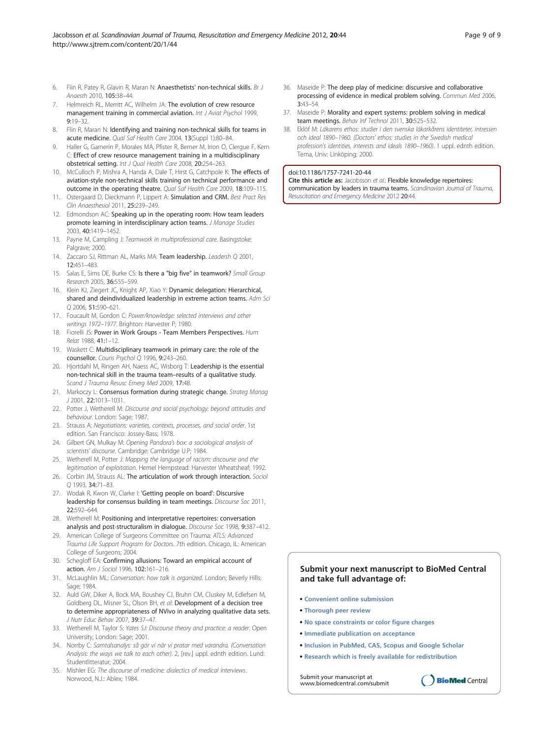6. Flin R, Patey R, Glavin R, Maran N: **Anaesthetists' non-technical skills.** *Br J Anaesth* 2010, **105:**38–44.
7. Helmreich RL, Merritt AC, Wilhelm JA: **The evolution of crew resource management training in commercial aviation.** *Int J Aviat Psychol* 1999, **9:**19–32.
8. Flin R, Maran N: **Identifying and training non-technical skills for teams in acute medicine.** *Qual Saf Health Care* 2004, **13**(Suppl 1):80–84.
9. Haller G, Garnerin P, Morales MA, Pfister R, Berner M, Irion O, Clergue F, Kern C: **Effect of crew resource management training in a multidisciplinary obstetrical setting.** *Int J Qual Health Care* 2008, **20:**254–263.
10. McCulloch P, Mishra A, Handa A, Dale T, Hirst G, Catchpole K: **The effects of aviation-style non-technical skills training on technical performance and outcome in the operating theatre.** *Qual Saf Health Care* 2009, **18:**109–115.
11. Ostergaard D, Dieckmann P, Lippert A: **Simulation and CRM.** *Best Pract Res Clin Anaesthesiol* 2011, **25:**239–249.
12. Edmondson AC: **Speaking up in the operating room: How team leaders promote learning in interdisciplinary action teams.** *J Manage Studies* 2003, **40:**1419–1452.
13. Payne M, Campling J: *Teamwork in multiprofessional care.* Basingstoke: Palgrave; 2000.
14. Zaccaro SJ, Rittman AL, Marks MA: **Team leadership.** *Leadersh Q* 2001, **12:**451–483.
15. Salas E, Sims DE, Burke CS: **Is there a "big five" in teamwork?** *Small Group Research* 2005, **36:**555–599.
16. Klein KJ, Ziegert JC, Knight AP, Xiao Y: **Dynamic delegation: Hierarchical, shared and deindividualized leadership in extreme action teams.** *Adm Sci Q* 2006, **51:**590–621.
17. Foucault M, Gordon C: *Power/knowledge: selected interviews and other writings 1972–1977.* Brighton: Harvester P; 1980.
18. Fiorelli JS: **Power in Work Groups - Team Members Perspectives.** *Hum Relat* 1988, **41:**1–12.
19. Waskett C: **Multidisciplinary teamwork in primary care: the role of the counsellor.** *Couns Psychol Q* 1996, **9:**243–260.
20. Hjortdahl M, Ringen AH, Naess AC, Wisborg T: **Leadership is the essential non-technical skill in the trauma team–results of a qualitative study.** *Scand J Trauma Resusc Emerg Med* 2009, **17:**48.
21. Markoczy L: **Consensus formation during strategic change.** *Strateg Manag J* 2001, **22:**1013–1031.
22. Potter J, Wetherell M: *Discourse and social psychology: beyond attitudes and behaviour.* London: Sage; 1987.
23. Strauss A: *Negotiations: varieties, contexts, processes, and social order.* 1st edition. San Francisco: Jossey-Bass; 1978.
24. Gilbert GN, Mulkay M: *Opening Pandora's box: a sociological analysis of scientists' discourse.* Cambridge: Cambridge U.P; 1984.
25. Wetherell M, Potter J: *Mapping the language of racism: discourse and the legitimation of exploitation.* Hemel Hempstead: Harvester Wheatsheaf; 1992.
26. Corbin JM, Strauss AL: **The articulation of work through interaction.** *Sociol Q* 1993, **34:**71–83.
27. Wodak R, Kwon W, Clarke I: **'Getting people on board': Discursive leadership for consensus building in team meetings.** *Discourse Soc* 2011, **22:**592–644.
28. Wetherell M: **Positioning and interpretative repertoires: conversation analysis and post-structuralism in dialogue.** *Discourse Soc* 1998, **9:**387–412.
29. American College of Surgeons Committee on Trauma: *ATLS: Advanced Trauma Life Support Program for Doctors.* 7th edition. Chicago, IL: American College of Surgeons; 2004.
30. Schegloff EA: **Confirming allusions: Toward an empirical account of action.** *Am J Sociol* 1996, **102:**161–216.
31. McLaughlin ML: *Conversation: how talk is organized.* London; Beverly Hills: Sage; 1984.
32. Auld GW, Diker A, Bock MA, Boushey CJ, Bruhn CM, Cluskey M, Edlefsen M, Goldberg DL, Misner SL, Olson BH, *et al*: **Development of a decision tree to determine appropriateness of NVivo in analyzing qualitative data sets.** *J Nutr Educ Behav* 2007, **39:**37–47.
33. Wetherell M, Taylor S: *Yates SJ: Discourse theory and practice: a reader.* Open University, London: Sage; 2001.
34. Norrby C: *Samtalsanalys: så gör vi när vi pratar med varandra. (Conversation Analysis: the ways we talk to each other).* 2, [rev.] uppl. ednth edition. Lund: Studentlitteratur; 2004.
35. Mishler EG: *The discourse of medicine: dialectics of medical interviews.* Norwood, N.J.: Ablex; 1984.
36. Maseide P: **The deep play of medicine: discursive and collaborative processing of evidence in medical problem solving.** *Commun Med* 2006, **3:**43–54.
37. Maseide P: **Morality and expert systems: problem solving in medical team meetings.** *Behav Inf Technol* 2011, **30:**525–532.
38. Eklöf M: *Läkarens ethos: studier i den svenska läkarkårens identiteter, intressen och ideal 1890–1960. (Doctors' ethos: studies in the Swedish medical profession's identities, interests and ideals 1890–1960).* 1 uppl. ednth edition. Tema, Univ: Linköping; 2000.

doi:10.1186/1757-7241-20-44

**Cite this article as:** Jacobsson *et al.*: Flexible knowledge repertoires: communication by leaders in trauma teams. *Scandinavian Journal of Trauma, Resuscitation and Emergency Medicine* 2012 **20**:44.

**Submit your next manuscript to BioMed Central and take full advantage of:**

- **Convenient online submission**
- **Thorough peer review**
- **No space constraints or color figure charges**
- **Immediate publication on acceptance**
- **Inclusion in PubMed, CAS, Scopus and Google Scholar**
- **Research which is freely available for redistribution**

Submit your manuscript at www.biomedcentral.com/submit

BioMed Central